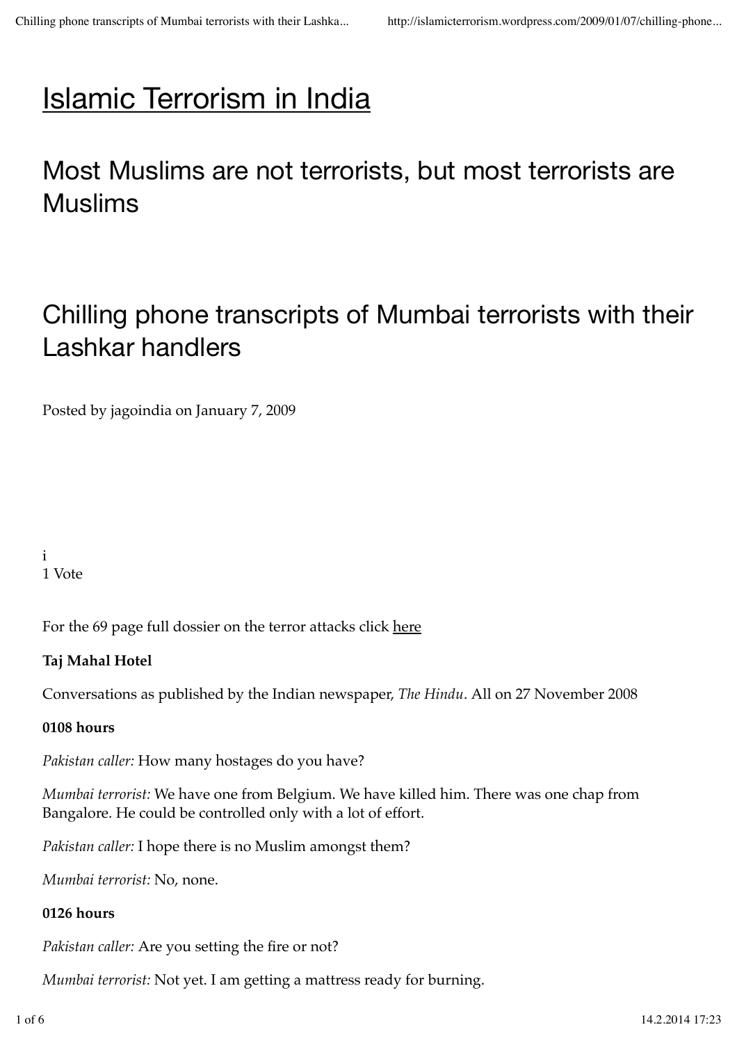# Islamic Terrorism in India

## Most Muslims are not terrorists, but most terrorists are Muslims

## Chilling phone transcripts of Mumbai terrorists with their Lashkar handlers

Posted by jagoindia on January 7, 2009

i
1 Vote

For the 69 page full dossier on the terror attacks click here

**Taj Mahal Hotel**

Conversations as published by the Indian newspaper, *The Hindu*. All on 27 November 2008

**0108 hours**

*Pakistan caller:* How many hostages do you have?

*Mumbai terrorist:* We have one from Belgium. We have killed him. There was one chap from Bangalore. He could be controlled only with a lot of effort.

*Pakistan caller:* I hope there is no Muslim amongst them?

*Mumbai terrorist:* No, none.

**0126 hours**

*Pakistan caller:* Are you setting the fire or not?

*Mumbai terrorist:* Not yet. I am getting a mattress ready for burning.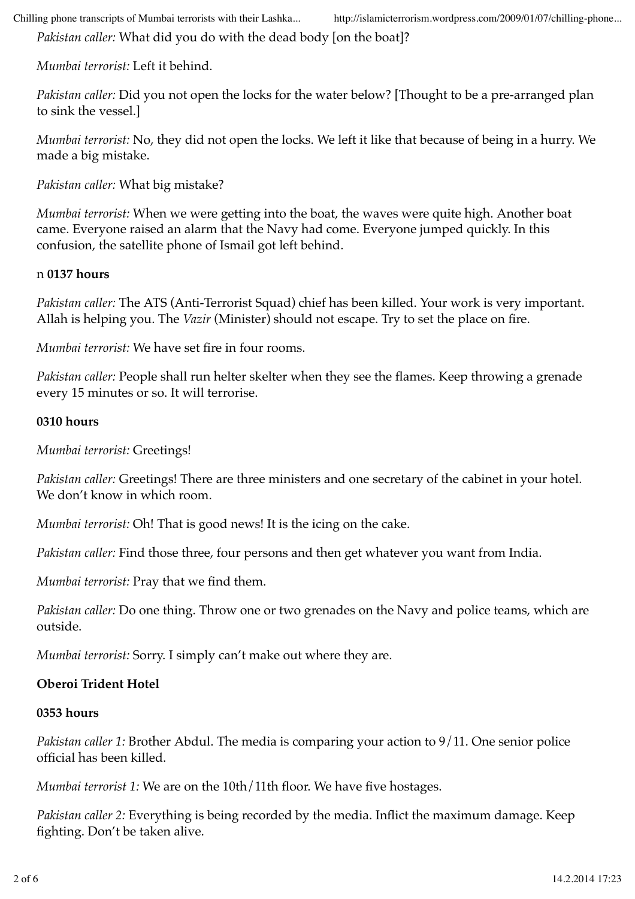*Pakistan caller:* What did you do with the dead body [on the boat]?

*Mumbai terrorist:* Left it behind.

*Pakistan caller:* Did you not open the locks for the water below? [Thought to be a pre-arranged plan to sink the vessel.]

*Mumbai terrorist:* No, they did not open the locks. We left it like that because of being in a hurry. We made a big mistake.

*Pakistan caller:* What big mistake?

*Mumbai terrorist:* When we were getting into the boat, the waves were quite high. Another boat came. Everyone raised an alarm that the Navy had come. Everyone jumped quickly. In this confusion, the satellite phone of Ismail got left behind.

n **0137 hours**

*Pakistan caller:* The ATS (Anti-Terrorist Squad) chief has been killed. Your work is very important. Allah is helping you. The *Vazir* (Minister) should not escape. Try to set the place on fire.

*Mumbai terrorist:* We have set fire in four rooms.

*Pakistan caller:* People shall run helter skelter when they see the flames. Keep throwing a grenade every 15 minutes or so. It will terrorise.

**0310 hours**

*Mumbai terrorist:* Greetings!

*Pakistan caller:* Greetings! There are three ministers and one secretary of the cabinet in your hotel. We don't know in which room.

*Mumbai terrorist:* Oh! That is good news! It is the icing on the cake.

*Pakistan caller:* Find those three, four persons and then get whatever you want from India.

*Mumbai terrorist:* Pray that we find them.

*Pakistan caller:* Do one thing. Throw one or two grenades on the Navy and police teams, which are outside.

*Mumbai terrorist:* Sorry. I simply can't make out where they are.

**Oberoi Trident Hotel**

**0353 hours**

*Pakistan caller 1*: Brother Abdul. The media is comparing your action to 9/11. One senior police official has been killed.

*Mumbai terrorist 1:* We are on the 10th/11th floor. We have five hostages.

*Pakistan caller 2:* Everything is being recorded by the media. Inflict the maximum damage. Keep fighting. Don't be taken alive.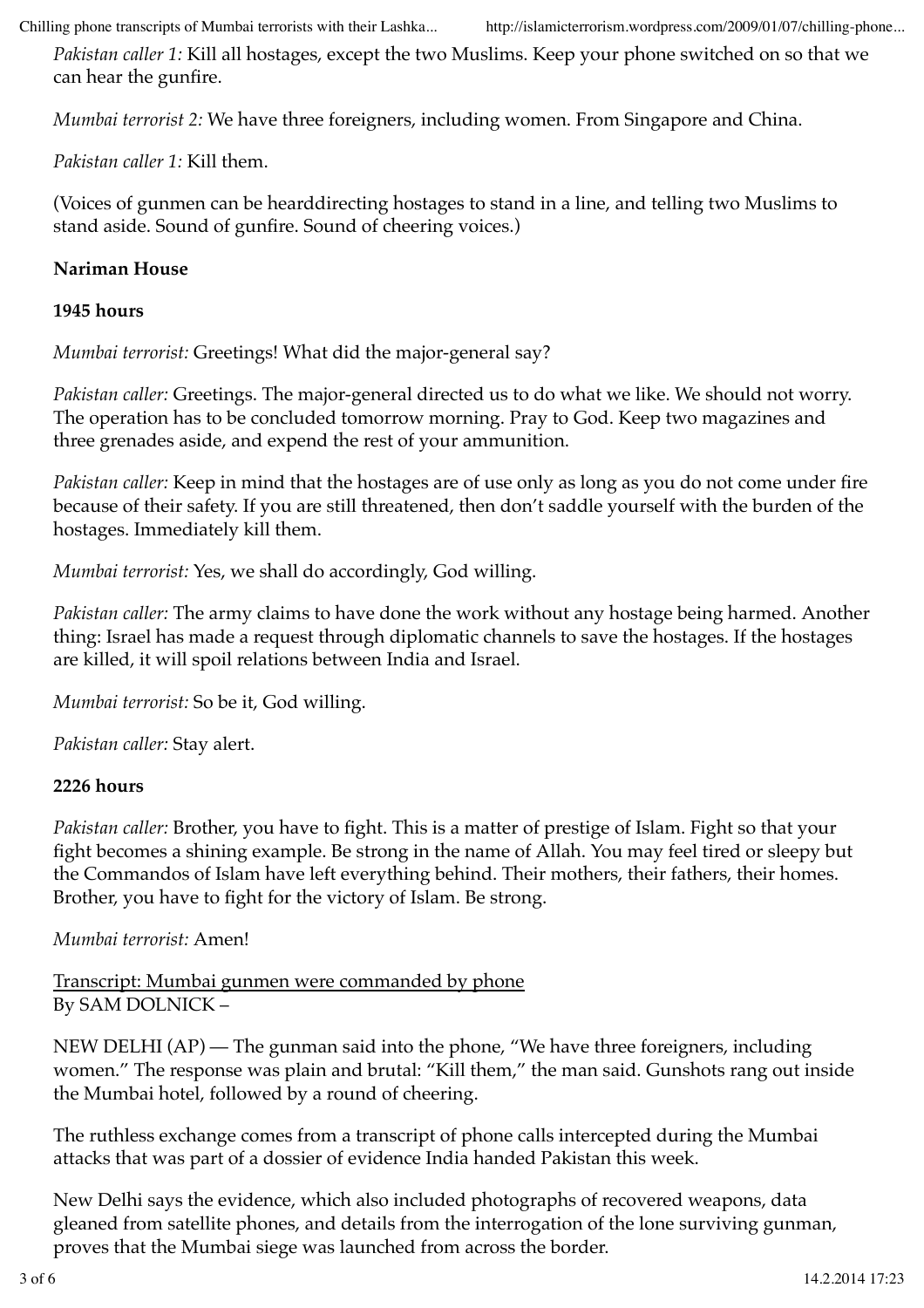*Pakistan caller 1:* Kill all hostages, except the two Muslims. Keep your phone switched on so that we can hear the gunfire.

*Mumbai terrorist 2:* We have three foreigners, including women. From Singapore and China.

*Pakistan caller 1:* Kill them.

(Voices of gunmen can be hearddirecting hostages to stand in a line, and telling two Muslims to stand aside. Sound of gunfire. Sound of cheering voices.)

**Nariman House**

**1945 hours**

*Mumbai terrorist:* Greetings! What did the major-general say?

*Pakistan caller:* Greetings. The major-general directed us to do what we like. We should not worry. The operation has to be concluded tomorrow morning. Pray to God. Keep two magazines and three grenades aside, and expend the rest of your ammunition.

*Pakistan caller:* Keep in mind that the hostages are of use only as long as you do not come under fire because of their safety. If you are still threatened, then don't saddle yourself with the burden of the hostages. Immediately kill them.

*Mumbai terrorist:* Yes, we shall do accordingly, God willing.

*Pakistan caller:* The army claims to have done the work without any hostage being harmed. Another thing: Israel has made a request through diplomatic channels to save the hostages. If the hostages are killed, it will spoil relations between India and Israel.

*Mumbai terrorist:* So be it, God willing.

*Pakistan caller:* Stay alert.

**2226 hours**

*Pakistan caller:* Brother, you have to fight. This is a matter of prestige of Islam. Fight so that your fight becomes a shining example. Be strong in the name of Allah. You may feel tired or sleepy but the Commandos of Islam have left everything behind. Their mothers, their fathers, their homes. Brother, you have to fight for the victory of Islam. Be strong.

*Mumbai terrorist:* Amen!

Transcript: Mumbai gunmen were commanded by phone
By SAM DOLNICK –

NEW DELHI (AP) — The gunman said into the phone, "We have three foreigners, including women." The response was plain and brutal: "Kill them," the man said. Gunshots rang out inside the Mumbai hotel, followed by a round of cheering.

The ruthless exchange comes from a transcript of phone calls intercepted during the Mumbai attacks that was part of a dossier of evidence India handed Pakistan this week.

New Delhi says the evidence, which also included photographs of recovered weapons, data gleaned from satellite phones, and details from the interrogation of the lone surviving gunman, proves that the Mumbai siege was launched from across the border.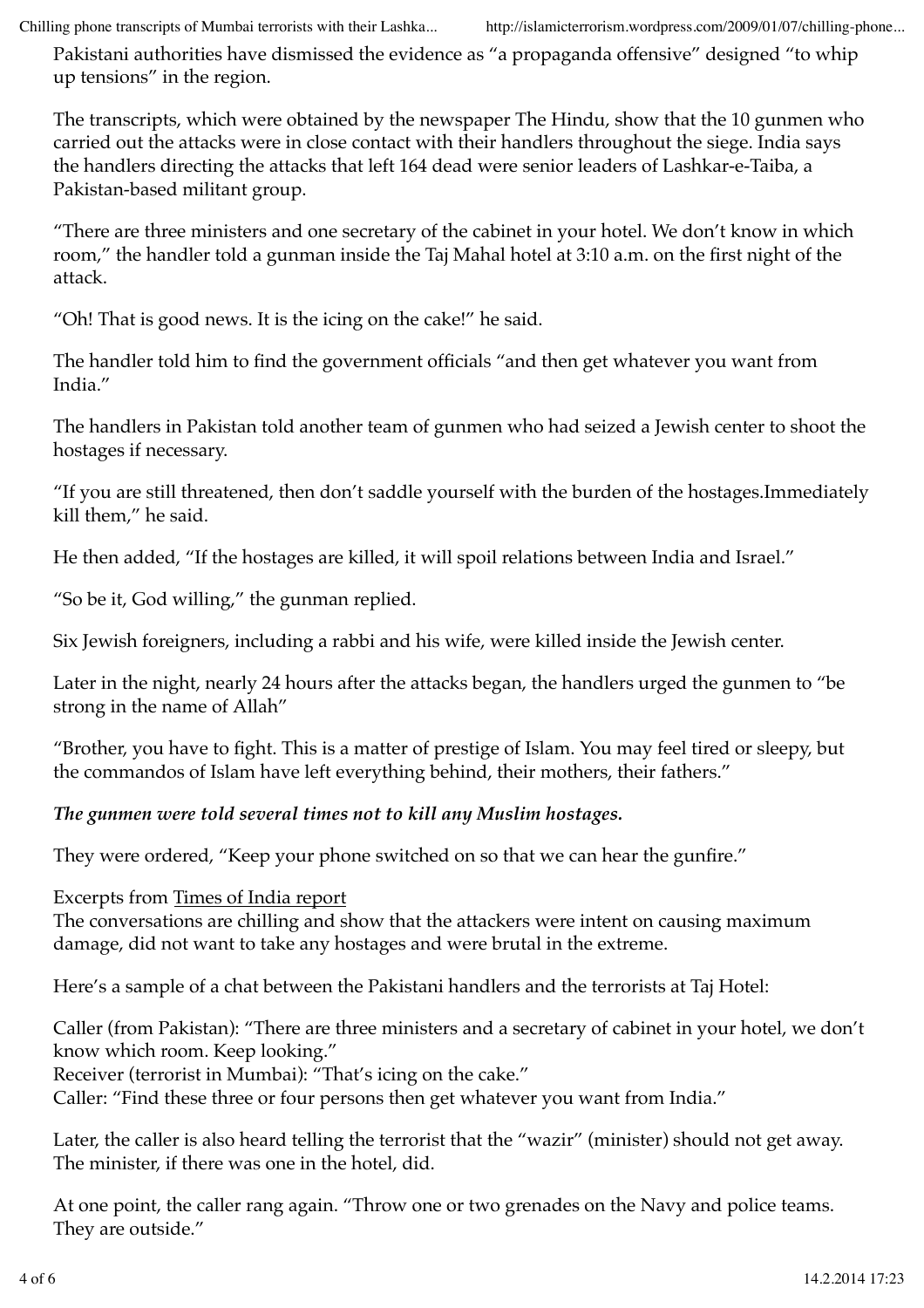Pakistani authorities have dismissed the evidence as "a propaganda offensive" designed "to whip up tensions" in the region.

The transcripts, which were obtained by the newspaper The Hindu, show that the 10 gunmen who carried out the attacks were in close contact with their handlers throughout the siege. India says the handlers directing the attacks that left 164 dead were senior leaders of Lashkar-e-Taiba, a Pakistan-based militant group.

"There are three ministers and one secretary of the cabinet in your hotel. We don't know in which room," the handler told a gunman inside the Taj Mahal hotel at 3:10 a.m. on the first night of the attack.

"Oh! That is good news. It is the icing on the cake!" he said.

The handler told him to find the government officials "and then get whatever you want from India."

The handlers in Pakistan told another team of gunmen who had seized a Jewish center to shoot the hostages if necessary.

"If you are still threatened, then don't saddle yourself with the burden of the hostages.Immediately kill them," he said.

He then added, "If the hostages are killed, it will spoil relations between India and Israel."

"So be it, God willing," the gunman replied.

Six Jewish foreigners, including a rabbi and his wife, were killed inside the Jewish center.

Later in the night, nearly 24 hours after the attacks began, the handlers urged the gunmen to "be strong in the name of Allah"

"Brother, you have to fight. This is a matter of prestige of Islam. You may feel tired or sleepy, but the commandos of Islam have left everything behind, their mothers, their fathers."

***The gunmen were told several times not to kill any Muslim hostages.***

They were ordered, "Keep your phone switched on so that we can hear the gunfire."

Excerpts from Times of India report
The conversations are chilling and show that the attackers were intent on causing maximum damage, did not want to take any hostages and were brutal in the extreme.

Here's a sample of a chat between the Pakistani handlers and the terrorists at Taj Hotel:

Caller (from Pakistan): "There are three ministers and a secretary of cabinet in your hotel, we don't know which room. Keep looking."
Receiver (terrorist in Mumbai): "That's icing on the cake."
Caller: "Find these three or four persons then get whatever you want from India."

Later, the caller is also heard telling the terrorist that the "wazir" (minister) should not get away. The minister, if there was one in the hotel, did.

At one point, the caller rang again. "Throw one or two grenades on the Navy and police teams. They are outside."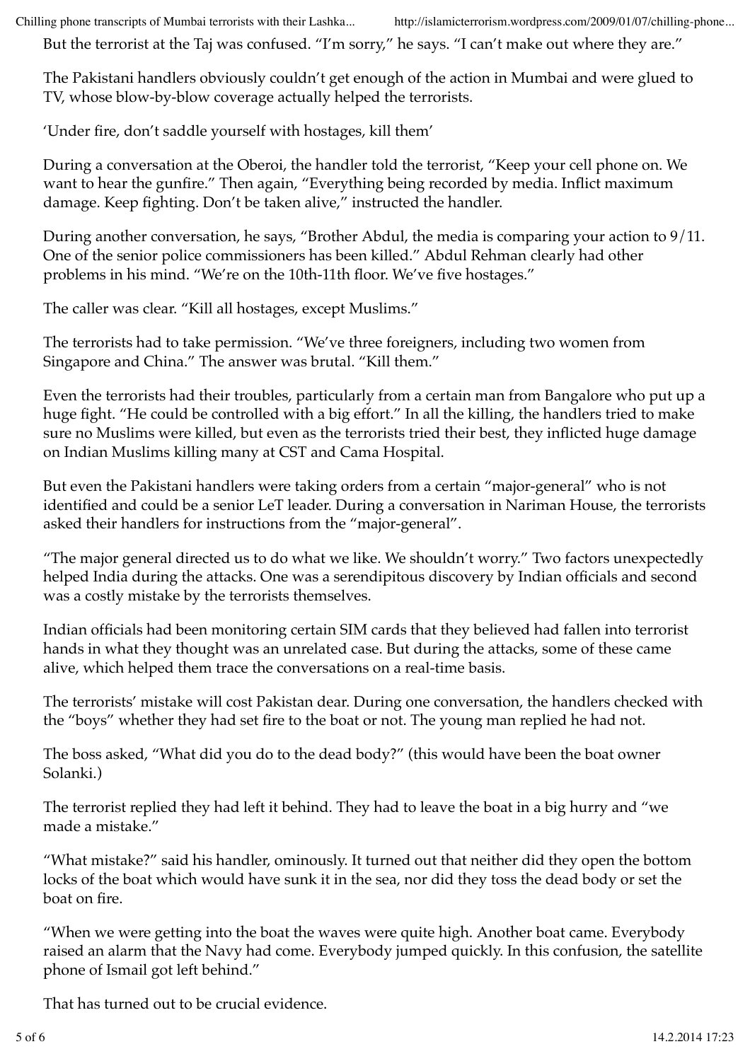But the terrorist at the Taj was confused. "I'm sorry," he says. "I can't make out where they are."

The Pakistani handlers obviously couldn't get enough of the action in Mumbai and were glued to TV, whose blow-by-blow coverage actually helped the terrorists.

'Under fire, don't saddle yourself with hostages, kill them'

During a conversation at the Oberoi, the handler told the terrorist, "Keep your cell phone on. We want to hear the gunfire." Then again, "Everything being recorded by media. Inflict maximum damage. Keep fighting. Don't be taken alive," instructed the handler.

During another conversation, he says, "Brother Abdul, the media is comparing your action to 9/11. One of the senior police commissioners has been killed." Abdul Rehman clearly had other problems in his mind. "We're on the 10th-11th floor. We've five hostages."

The caller was clear. "Kill all hostages, except Muslims."

The terrorists had to take permission. "We've three foreigners, including two women from Singapore and China." The answer was brutal. "Kill them."

Even the terrorists had their troubles, particularly from a certain man from Bangalore who put up a huge fight. "He could be controlled with a big effort." In all the killing, the handlers tried to make sure no Muslims were killed, but even as the terrorists tried their best, they inflicted huge damage on Indian Muslims killing many at CST and Cama Hospital.

But even the Pakistani handlers were taking orders from a certain "major-general" who is not identified and could be a senior LeT leader. During a conversation in Nariman House, the terrorists asked their handlers for instructions from the "major-general".

"The major general directed us to do what we like. We shouldn't worry." Two factors unexpectedly helped India during the attacks. One was a serendipitous discovery by Indian officials and second was a costly mistake by the terrorists themselves.

Indian officials had been monitoring certain SIM cards that they believed had fallen into terrorist hands in what they thought was an unrelated case. But during the attacks, some of these came alive, which helped them trace the conversations on a real-time basis.

The terrorists' mistake will cost Pakistan dear. During one conversation, the handlers checked with the "boys" whether they had set fire to the boat or not. The young man replied he had not.

The boss asked, "What did you do to the dead body?" (this would have been the boat owner Solanki.)

The terrorist replied they had left it behind. They had to leave the boat in a big hurry and "we made a mistake."

"What mistake?" said his handler, ominously. It turned out that neither did they open the bottom locks of the boat which would have sunk it in the sea, nor did they toss the dead body or set the boat on fire.

"When we were getting into the boat the waves were quite high. Another boat came. Everybody raised an alarm that the Navy had come. Everybody jumped quickly. In this confusion, the satellite phone of Ismail got left behind."

That has turned out to be crucial evidence.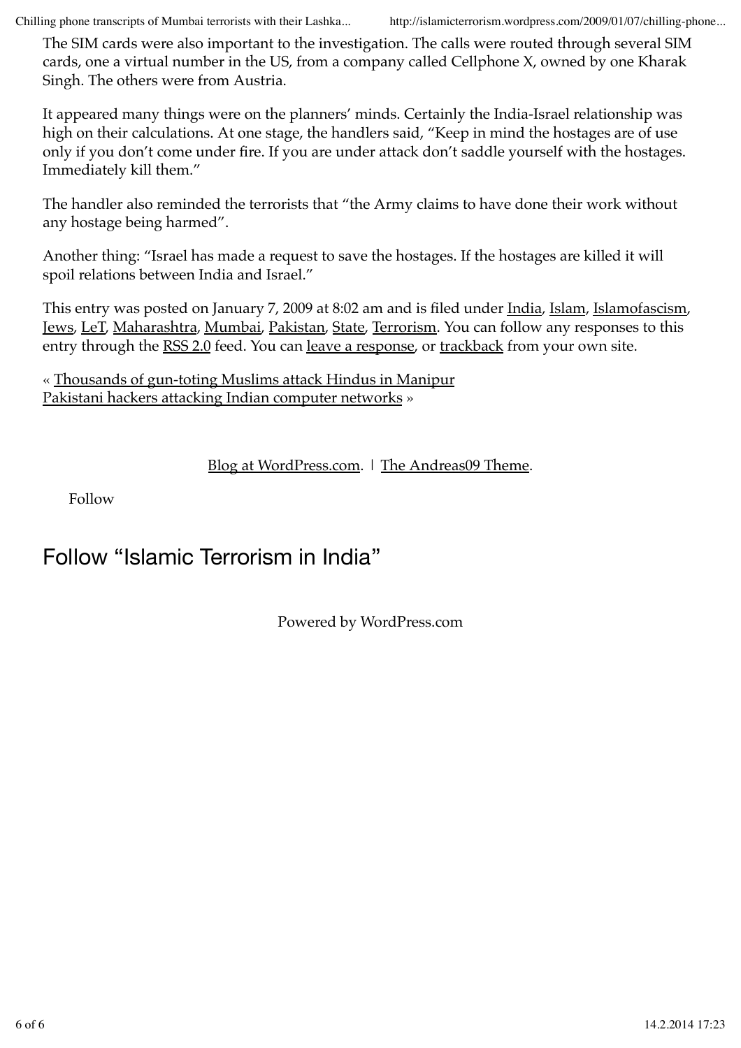The SIM cards were also important to the investigation. The calls were routed through several SIM cards, one a virtual number in the US, from a company called Cellphone X, owned by one Kharak Singh. The others were from Austria.

It appeared many things were on the planners' minds. Certainly the India-Israel relationship was high on their calculations. At one stage, the handlers said, "Keep in mind the hostages are of use only if you don't come under fire. If you are under attack don't saddle yourself with the hostages. Immediately kill them."

The handler also reminded the terrorists that "the Army claims to have done their work without any hostage being harmed".

Another thing: "Israel has made a request to save the hostages. If the hostages are killed it will spoil relations between India and Israel."

This entry was posted on January 7, 2009 at 8:02 am and is filed under India, Islam, Islamofascism, Jews, LeT, Maharashtra, Mumbai, Pakistan, State, Terrorism. You can follow any responses to this entry through the RSS 2.0 feed. You can leave a response, or trackback from your own site.

« Thousands of gun-toting Muslims attack Hindus in Manipur
Pakistani hackers attacking Indian computer networks »

Blog at WordPress.com. | The Andreas09 Theme.

Follow

## Follow "Islamic Terrorism in India"

Powered by WordPress.com